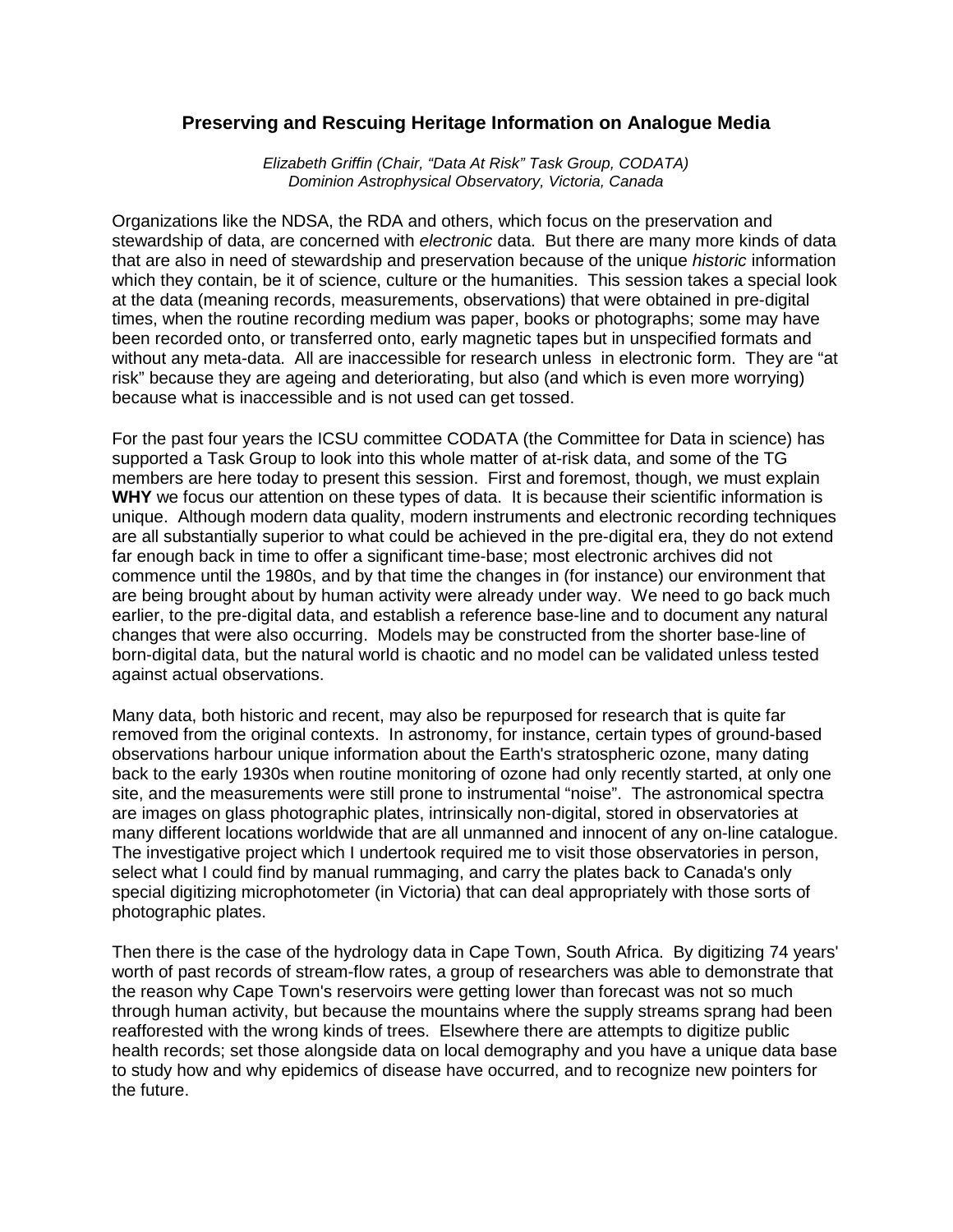# Preserving and Rescuing Heritage Information on Analogue Media

*Elizabeth Griffin (Chair, "Data At Risk" Task Group, CODATA)*
*Dominion Astrophysical Observatory, Victoria, Canada*

Organizations like the NDSA, the RDA and others, which focus on the preservation and stewardship of data, are concerned with *electronic* data. But there are many more kinds of data that are also in need of stewardship and preservation because of the unique *historic* information which they contain, be it of science, culture or the humanities. This session takes a special look at the data (meaning records, measurements, observations) that were obtained in pre-digital times, when the routine recording medium was paper, books or photographs; some may have been recorded onto, or transferred onto, early magnetic tapes but in unspecified formats and without any meta-data. All are inaccessible for research unless in electronic form. They are "at risk" because they are ageing and deteriorating, but also (and which is even more worrying) because what is inaccessible and is not used can get tossed.

For the past four years the ICSU committee CODATA (the Committee for Data in science) has supported a Task Group to look into this whole matter of at-risk data, and some of the TG members are here today to present this session. First and foremost, though, we must explain **WHY** we focus our attention on these types of data. It is because their scientific information is unique. Although modern data quality, modern instruments and electronic recording techniques are all substantially superior to what could be achieved in the pre-digital era, they do not extend far enough back in time to offer a significant time-base; most electronic archives did not commence until the 1980s, and by that time the changes in (for instance) our environment that are being brought about by human activity were already under way. We need to go back much earlier, to the pre-digital data, and establish a reference base-line and to document any natural changes that were also occurring. Models may be constructed from the shorter base-line of born-digital data, but the natural world is chaotic and no model can be validated unless tested against actual observations.

Many data, both historic and recent, may also be repurposed for research that is quite far removed from the original contexts. In astronomy, for instance, certain types of ground-based observations harbour unique information about the Earth's stratospheric ozone, many dating back to the early 1930s when routine monitoring of ozone had only recently started, at only one site, and the measurements were still prone to instrumental "noise". The astronomical spectra are images on glass photographic plates, intrinsically non-digital, stored in observatories at many different locations worldwide that are all unmanned and innocent of any on-line catalogue. The investigative project which I undertook required me to visit those observatories in person, select what I could find by manual rummaging, and carry the plates back to Canada's only special digitizing microphotometer (in Victoria) that can deal appropriately with those sorts of photographic plates.

Then there is the case of the hydrology data in Cape Town, South Africa. By digitizing 74 years' worth of past records of stream-flow rates, a group of researchers was able to demonstrate that the reason why Cape Town's reservoirs were getting lower than forecast was not so much through human activity, but because the mountains where the supply streams sprang had been reafforested with the wrong kinds of trees. Elsewhere there are attempts to digitize public health records; set those alongside data on local demography and you have a unique data base to study how and why epidemics of disease have occurred, and to recognize new pointers for the future.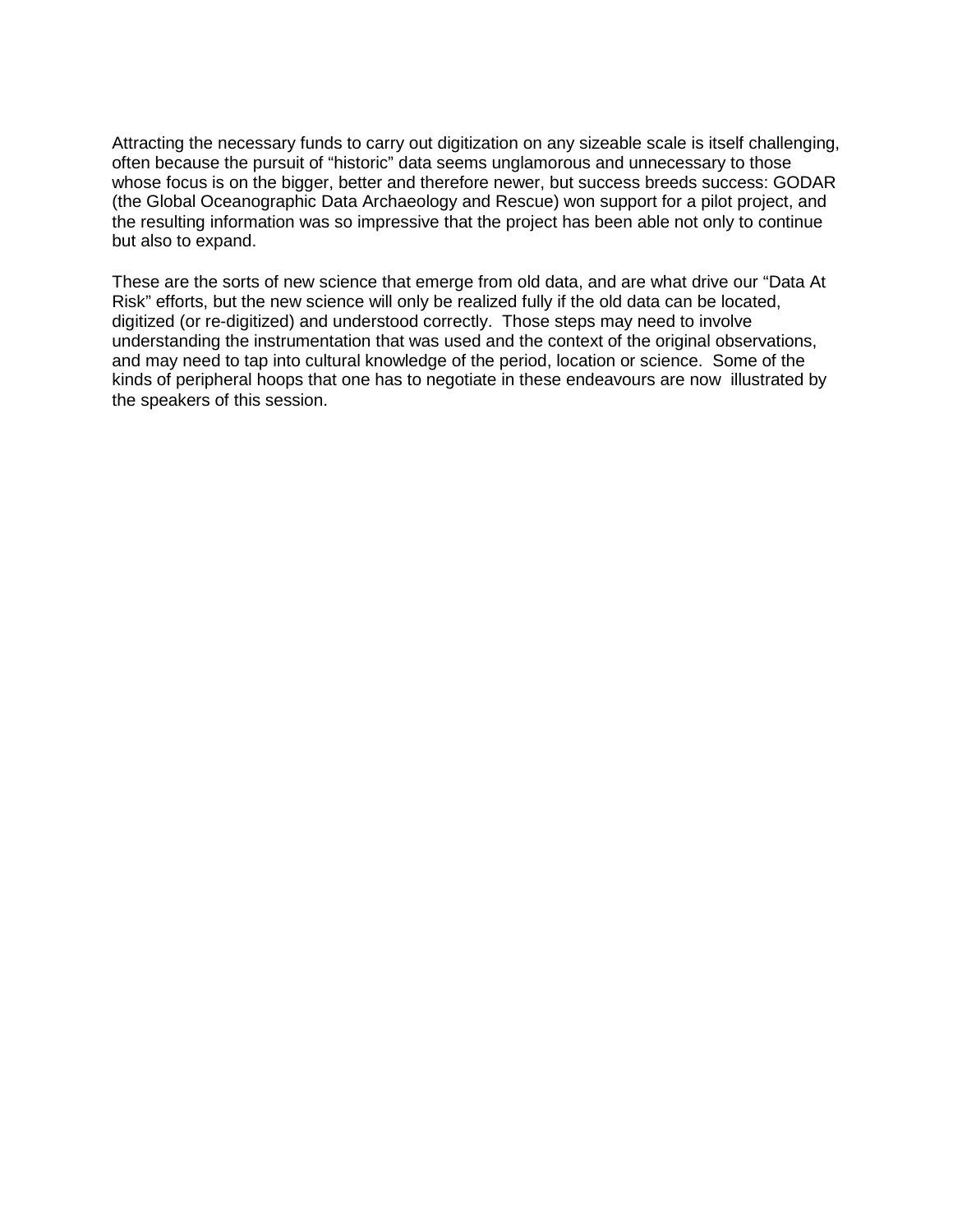Attracting the necessary funds to carry out digitization on any sizeable scale is itself challenging, often because the pursuit of "historic" data seems unglamorous and unnecessary to those whose focus is on the bigger, better and therefore newer, but success breeds success: GODAR (the Global Oceanographic Data Archaeology and Rescue) won support for a pilot project, and the resulting information was so impressive that the project has been able not only to continue but also to expand.

These are the sorts of new science that emerge from old data, and are what drive our "Data At Risk" efforts, but the new science will only be realized fully if the old data can be located, digitized (or re-digitized) and understood correctly. Those steps may need to involve understanding the instrumentation that was used and the context of the original observations, and may need to tap into cultural knowledge of the period, location or science. Some of the kinds of peripheral hoops that one has to negotiate in these endeavours are now illustrated by the speakers of this session.